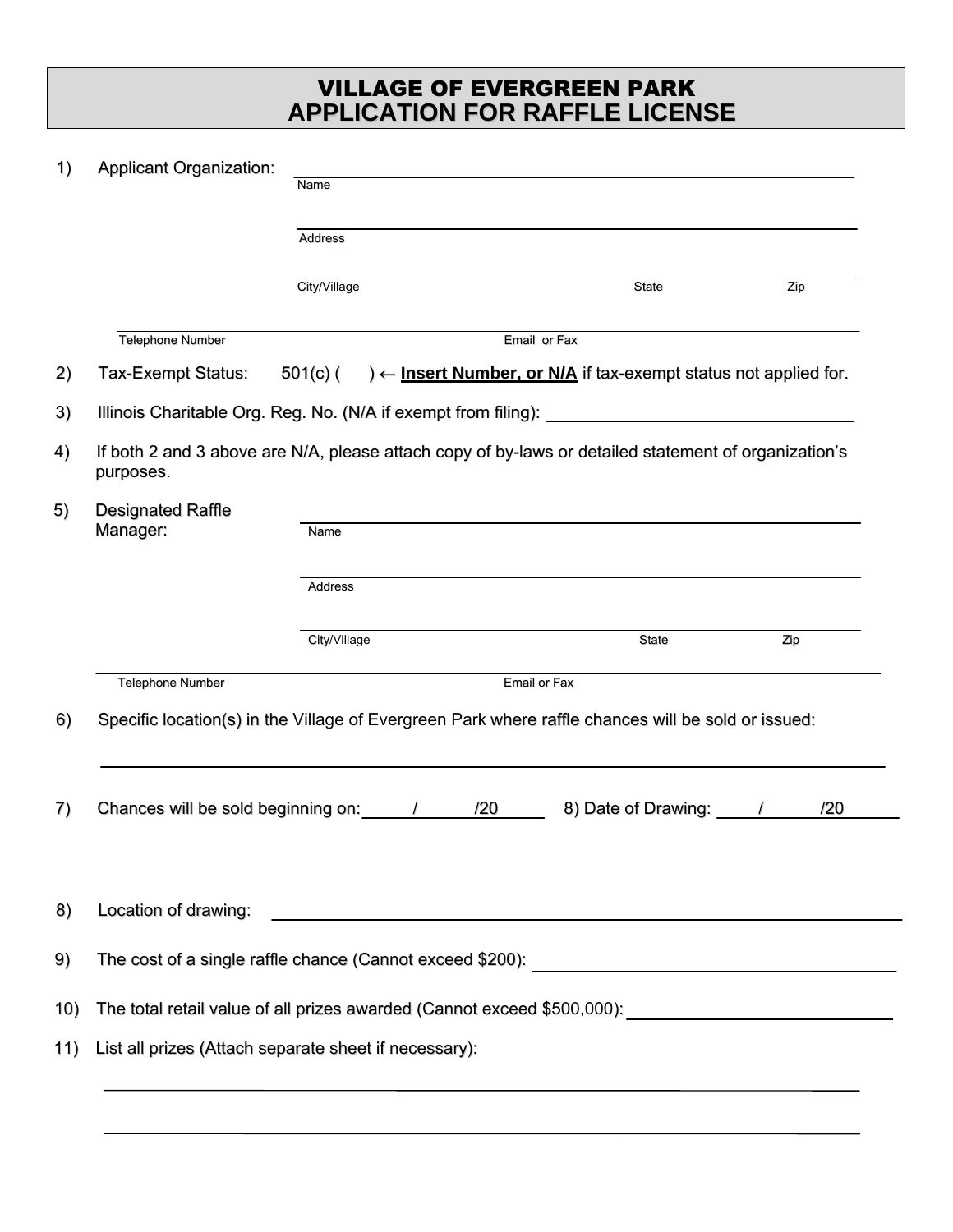# VILLAGE OF EVERGREEN PARK
# APPLICATION FOR RAFFLE LICENSE

1) Applicant Organization: ____________________________________________
Name

____________________________________________
Address

____________________________________________
City/Village State Zip

____________________________________________
Telephone Number Email or Fax

2) Tax-Exempt Status: 501(c) (     ) ← **Insert Number, or N/A** if tax-exempt status not applied for.

3) Illinois Charitable Org. Reg. No. (N/A if exempt from filing): ____________________

4) If both 2 and 3 above are N/A, please attach copy of by-laws or detailed statement of organization's purposes.

5) Designated Raffle Manager: ____________________________________________
Name

____________________________________________
Address

____________________________________________
City/Village State Zip

____________________________________________
Telephone Number Email or Fax

6) Specific location(s) in the Village of Evergreen Park where raffle chances will be sold or issued:

____________________________________________

7) Chances will be sold beginning on: ____/____/20____ 8) Date of Drawing: ____/____/20____

8) Location of drawing: ____________________________________________

9) The cost of a single raffle chance (Cannot exceed $200): ____________________

10) The total retail value of all prizes awarded (Cannot exceed $500,000): ____________________

11) List all prizes (Attach separate sheet if necessary):

____________________________________________

____________________________________________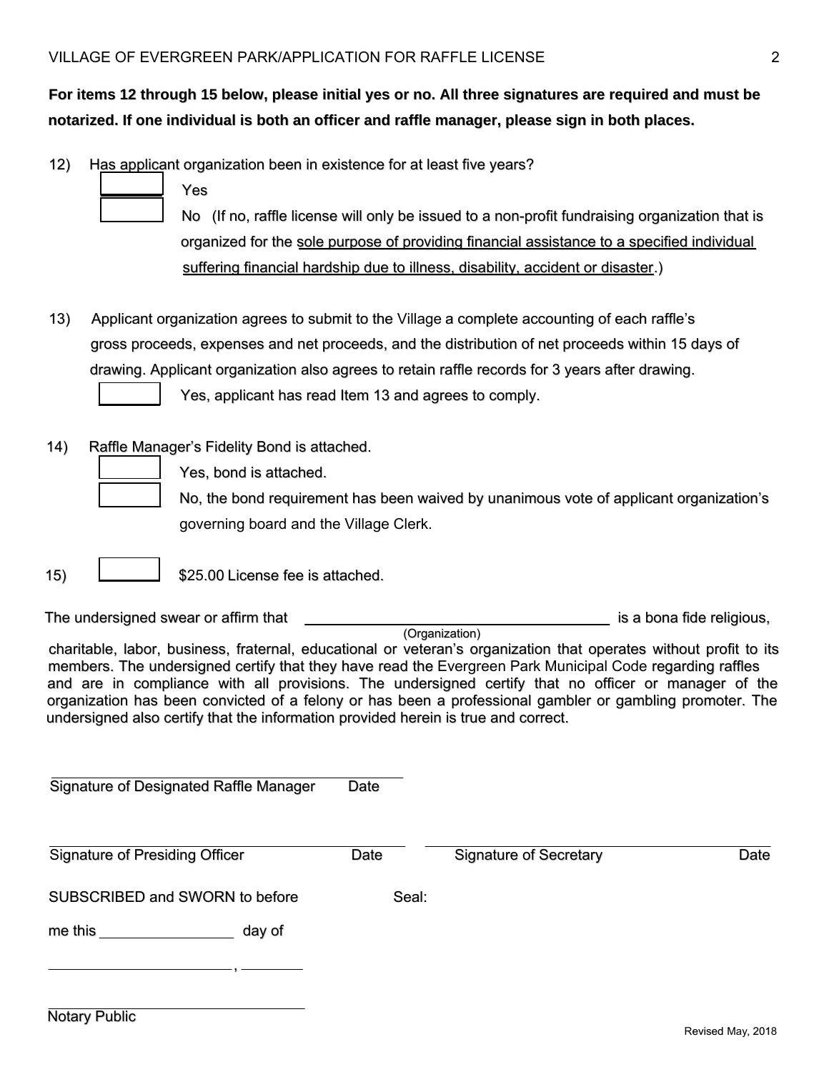**For items 12 through 15 below, please initial yes or no. All three signatures are required and must be notarized. If one individual is both an officer and raffle manager, please sign in both places.**

12) Has applicant organization been in existence for at least five years?

☐ Yes

☐ No (If no, raffle license will only be issued to a non-profit fundraising organization that is organized for the sole purpose of providing financial assistance to a specified individual suffering financial hardship due to illness, disability, accident or disaster.)

13) Applicant organization agrees to submit to the Village a complete accounting of each raffle's gross proceeds, expenses and net proceeds, and the distribution of net proceeds within 15 days of drawing. Applicant organization also agrees to retain raffle records for 3 years after drawing.

☐ Yes, applicant has read Item 13 and agrees to comply.

14) Raffle Manager's Fidelity Bond is attached.

☐ Yes, bond is attached.

☐ No, the bond requirement has been waived by unanimous vote of applicant organization's governing board and the Village Clerk.

15) ☐ $25.00 License fee is attached.

The undersigned swear or affirm that ______________________________ (Organization) is a bona fide religious, charitable, labor, business, fraternal, educational or veteran's organization that operates without profit to its members. The undersigned certify that they have read the Evergreen Park Municipal Code regarding raffles and are in compliance with all provisions. The undersigned certify that no officer or manager of the organization has been convicted of a felony or has been a professional gambler or gambling promoter. The undersigned also certify that the information provided herein is true and correct.

______________________________
Signature of Designated Raffle Manager Date

______________________________ ______________________________
Signature of Presiding Officer Date Signature of Secretary Date

SUBSCRIBED and SWORN to before Seal:

me this ______________ day of

______________________, ________

______________________________
Notary Public

Revised May, 2018